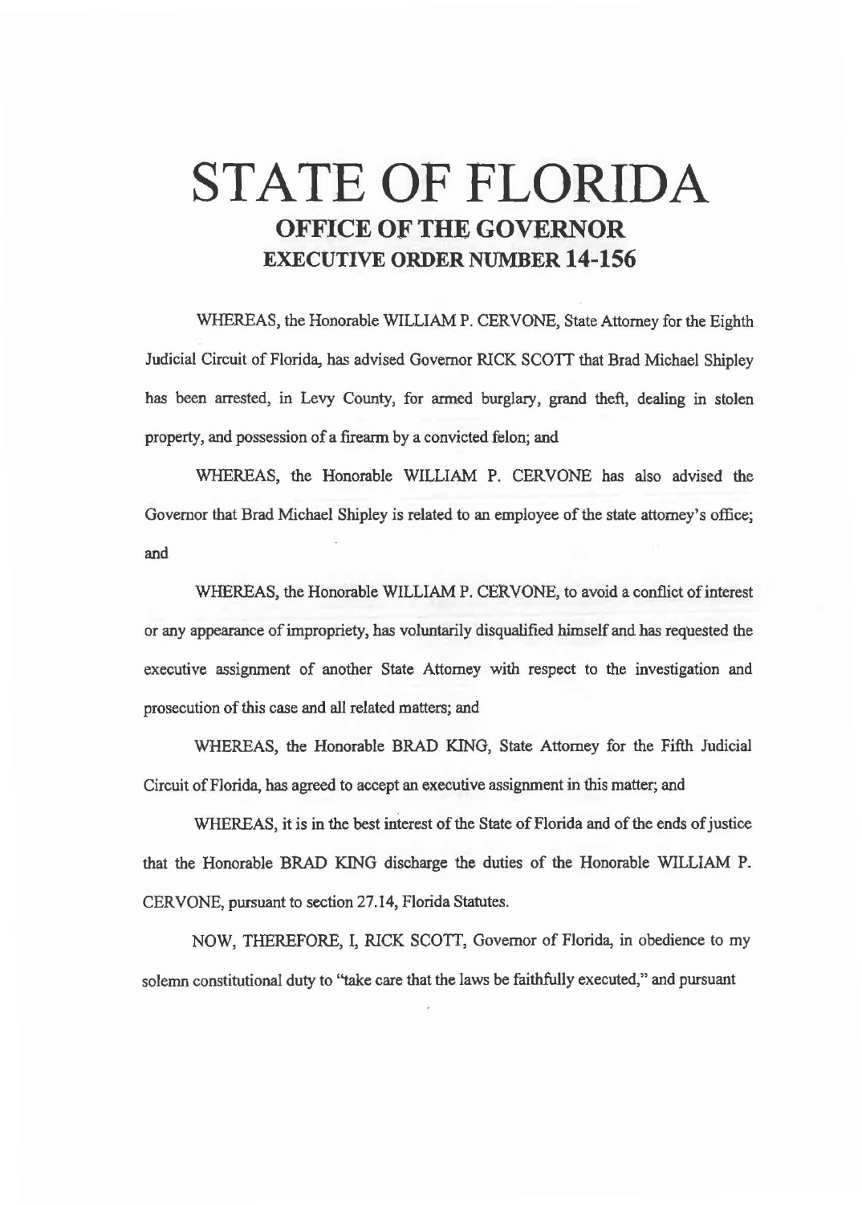# STATE OF FLORIDA
## OFFICE OF THE GOVERNOR
### EXECUTIVE ORDER NUMBER 14-156

WHEREAS, the Honorable WILLIAM P. CERVONE, State Attorney for the Eighth Judicial Circuit of Florida, has advised Governor RICK SCOTT that Brad Michael Shipley has been arrested, in Levy County, for armed burglary, grand theft, dealing in stolen property, and possession of a firearm by a convicted felon; and

WHEREAS, the Honorable WILLIAM P. CERVONE has also advised the Governor that Brad Michael Shipley is related to an employee of the state attorney's office; and

WHEREAS, the Honorable WILLIAM P. CERVONE, to avoid a conflict of interest or any appearance of impropriety, has voluntarily disqualified himself and has requested the executive assignment of another State Attorney with respect to the investigation and prosecution of this case and all related matters; and

WHEREAS, the Honorable BRAD KING, State Attorney for the Fifth Judicial Circuit of Florida, has agreed to accept an executive assignment in this matter; and

WHEREAS, it is in the best interest of the State of Florida and of the ends of justice that the Honorable BRAD KING discharge the duties of the Honorable WILLIAM P. CERVONE, pursuant to section 27.14, Florida Statutes.

NOW, THEREFORE, I, RICK SCOTT, Governor of Florida, in obedience to my solemn constitutional duty to "take care that the laws be faithfully executed," and pursuant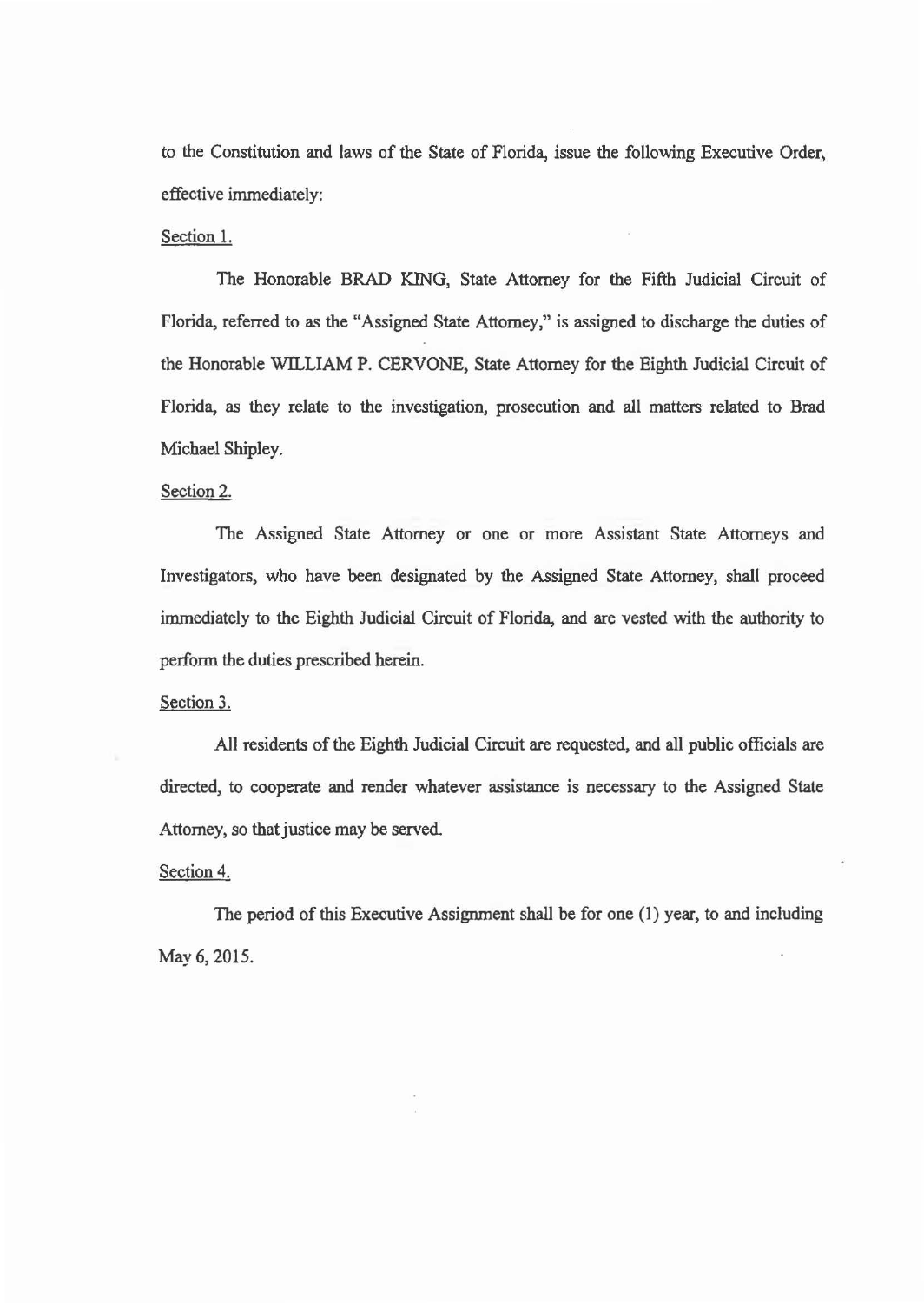to the Constitution and laws of the State of Florida, issue the following Executive Order, effective immediately:

<u>Section 1.</u>

The Honorable BRAD KING, State Attorney for the Fifth Judicial Circuit of Florida, referred to as the "Assigned State Attorney," is assigned to discharge the duties of the Honorable WILLIAM P. CERVONE, State Attorney for the Eighth Judicial Circuit of Florida, as they relate to the investigation, prosecution and all matters related to Brad Michael Shipley.

<u>Section 2.</u>

The Assigned State Attorney or one or more Assistant State Attorneys and Investigators, who have been designated by the Assigned State Attorney, shall proceed immediately to the Eighth Judicial Circuit of Florida, and are vested with the authority to perform the duties prescribed herein.

<u>Section 3.</u>

All residents of the Eighth Judicial Circuit are requested, and all public officials are directed, to cooperate and render whatever assistance is necessary to the Assigned State Attorney, so that justice may be served.

<u>Section 4.</u>

The period of this Executive Assignment shall be for one (1) year, to and including May 6, 2015.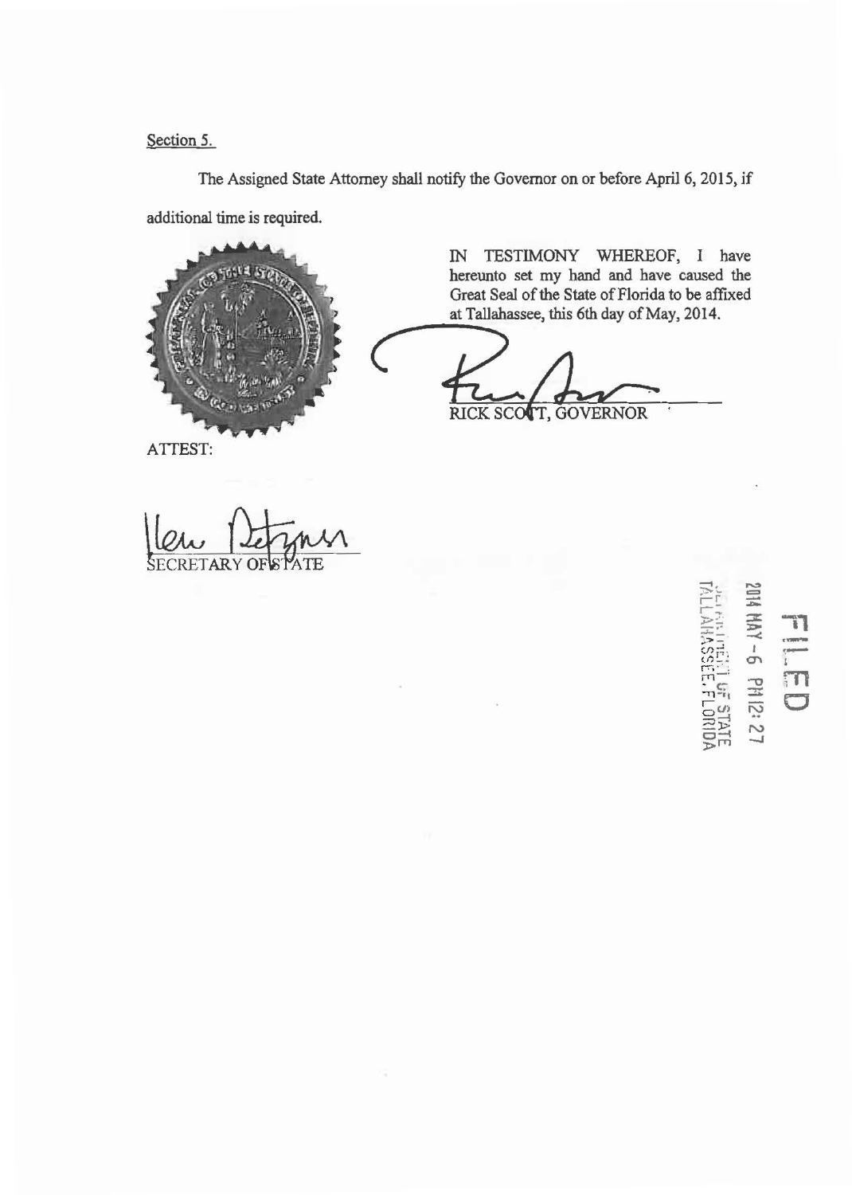Section 5.

The Assigned State Attorney shall notify the Governor on or before April 6, 2015, if additional time is required.

IN TESTIMONY WHEREOF, I have hereunto set my hand and have caused the Great Seal of the State of Florida to be affixed at Tallahassee, this 6th day of May, 2014.

RICK SCOTT, GOVERNOR

ATTEST:

SECRETARY OF STATE

FILED

2014 MAY -6 PM 12: 27

DEPARTMENT OF STATE
TALLAHASSEE, FLORIDA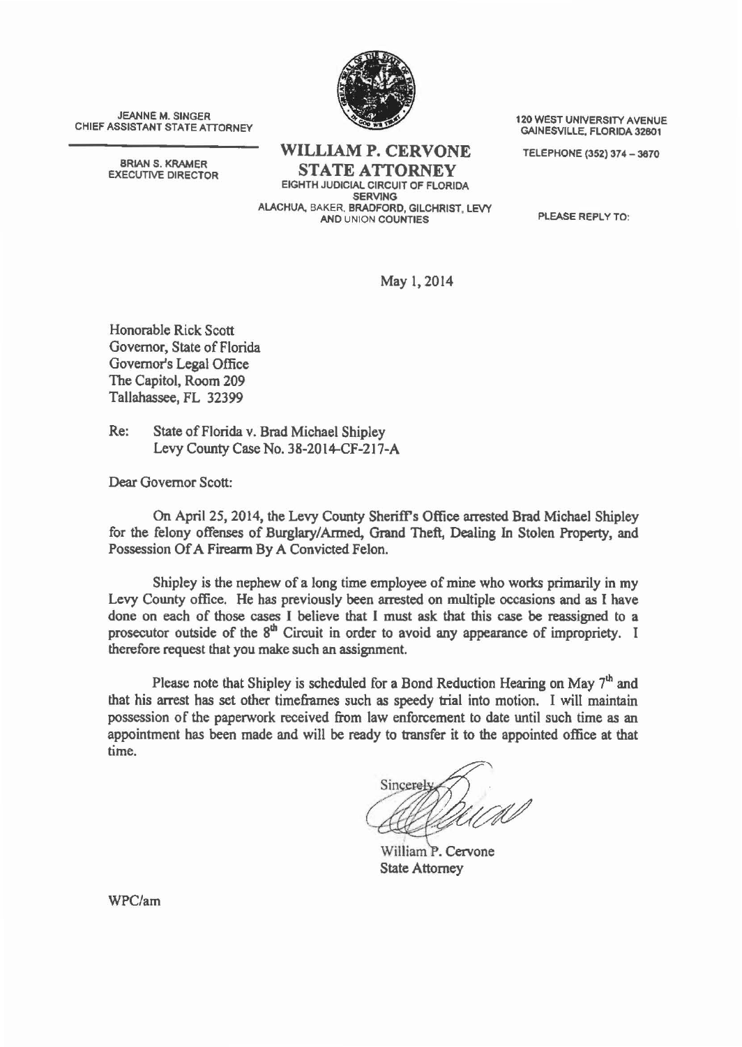JEANNE M. SINGER
CHIEF ASSISTANT STATE ATTORNEY

BRIAN S. KRAMER
EXECUTIVE DIRECTOR

**WILLIAM P. CERVONE**
**STATE ATTORNEY**
EIGHTH JUDICIAL CIRCUIT OF FLORIDA
SERVING
ALACHUA, BAKER, BRADFORD, GILCHRIST, LEVY
AND UNION COUNTIES

120 WEST UNIVERSITY AVENUE
GAINESVILLE, FLORIDA 32601

TELEPHONE (352) 374 – 3670

PLEASE REPLY TO:

May 1, 2014

Honorable Rick Scott
Governor, State of Florida
Governor's Legal Office
The Capitol, Room 209
Tallahassee, FL 32399

Re: State of Florida v. Brad Michael Shipley
Levy County Case No. 38-2014-CF-217-A

Dear Governor Scott:

On April 25, 2014, the Levy County Sheriff's Office arrested Brad Michael Shipley for the felony offenses of Burglary/Armed, Grand Theft, Dealing In Stolen Property, and Possession Of A Firearm By A Convicted Felon.

Shipley is the nephew of a long time employee of mine who works primarily in my Levy County office. He has previously been arrested on multiple occasions and as I have done on each of those cases I believe that I must ask that this case be reassigned to a prosecutor outside of the 8th Circuit in order to avoid any appearance of impropriety. I therefore request that you make such an assignment.

Please note that Shipley is scheduled for a Bond Reduction Hearing on May 7th and that his arrest has set other timeframes such as speedy trial into motion. I will maintain possession of the paperwork received from law enforcement to date until such time as an appointment has been made and will be ready to transfer it to the appointed office at that time.

Sincerely,

William P. Cervone
State Attorney

WPC/am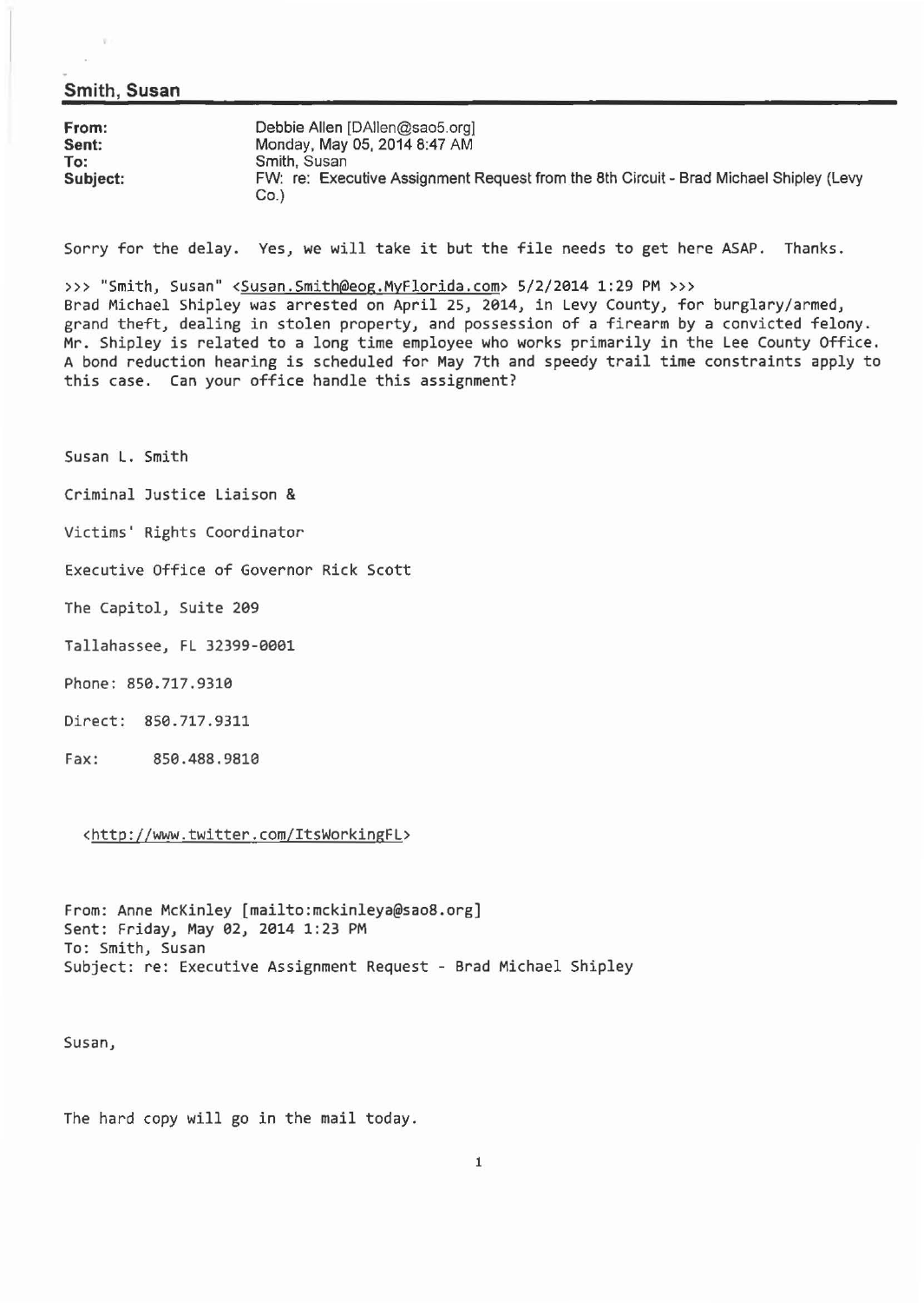**Smith, Susan**

**From:** Debbie Allen [DAllen@sao5.org]
**Sent:** Monday, May 05, 2014 8:47 AM
**To:** Smith, Susan
**Subject:** FW: re: Executive Assignment Request from the 8th Circuit - Brad Michael Shipley (Levy Co.)

Sorry for the delay. Yes, we will take it but the file needs to get here ASAP. Thanks.

>>> "Smith, Susan" <Susan.Smith@eog.MyFlorida.com> 5/2/2014 1:29 PM >>>
Brad Michael Shipley was arrested on April 25, 2014, in Levy County, for burglary/armed, grand theft, dealing in stolen property, and possession of a firearm by a convicted felony. Mr. Shipley is related to a long time employee who works primarily in the Lee County Office. A bond reduction hearing is scheduled for May 7th and speedy trail time constraints apply to this case. Can your office handle this assignment?

Susan L. Smith

Criminal Justice Liaison &

Victims' Rights Coordinator

Executive Office of Governor Rick Scott

The Capitol, Suite 209

Tallahassee, FL 32399-0001

Phone: 850.717.9310

Direct: 850.717.9311

Fax: 850.488.9810

<http://www.twitter.com/ItsWorkingFL>

From: Anne McKinley [mailto:mckinleya@sao8.org]
Sent: Friday, May 02, 2014 1:23 PM
To: Smith, Susan
Subject: re: Executive Assignment Request - Brad Michael Shipley

Susan,

The hard copy will go in the mail today.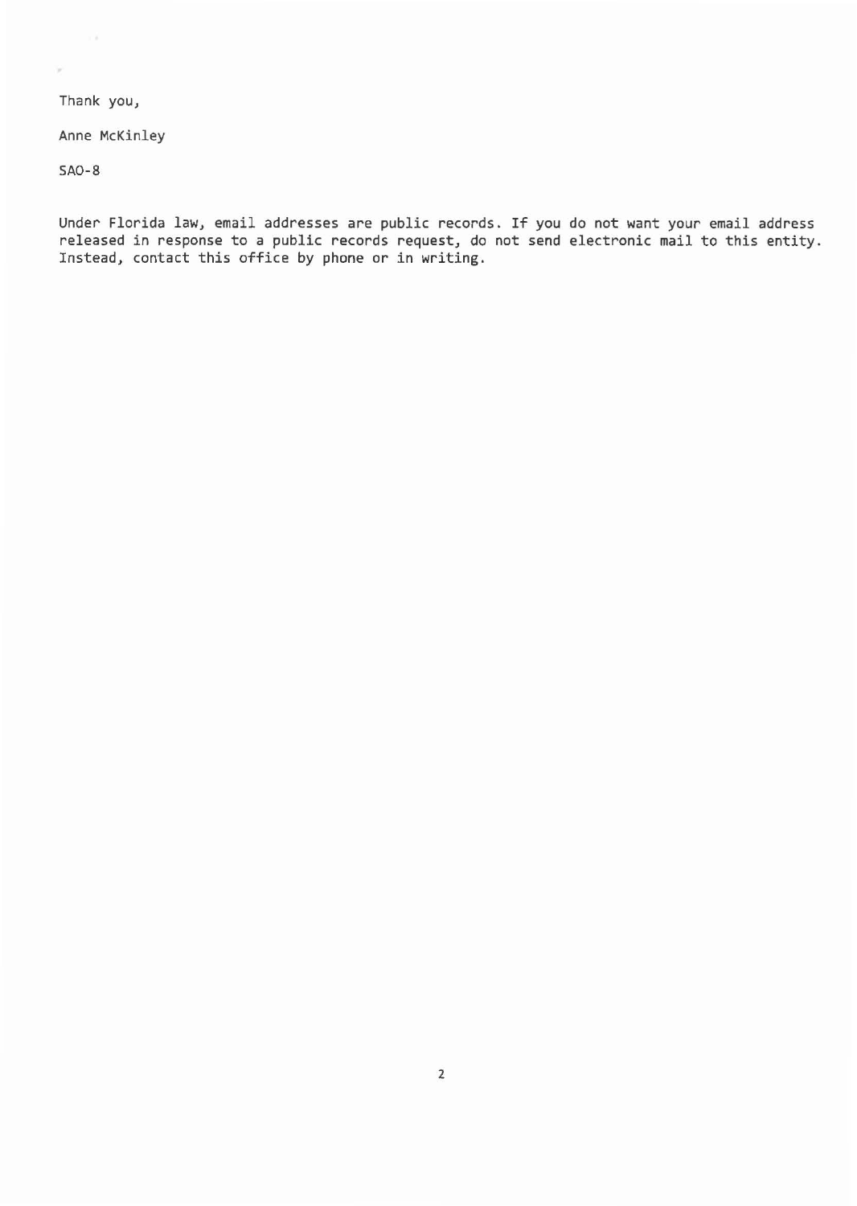Thank you,

Anne McKinley

SAO-8

Under Florida law, email addresses are public records. If you do not want your email address released in response to a public records request, do not send electronic mail to this entity. Instead, contact this office by phone or in writing.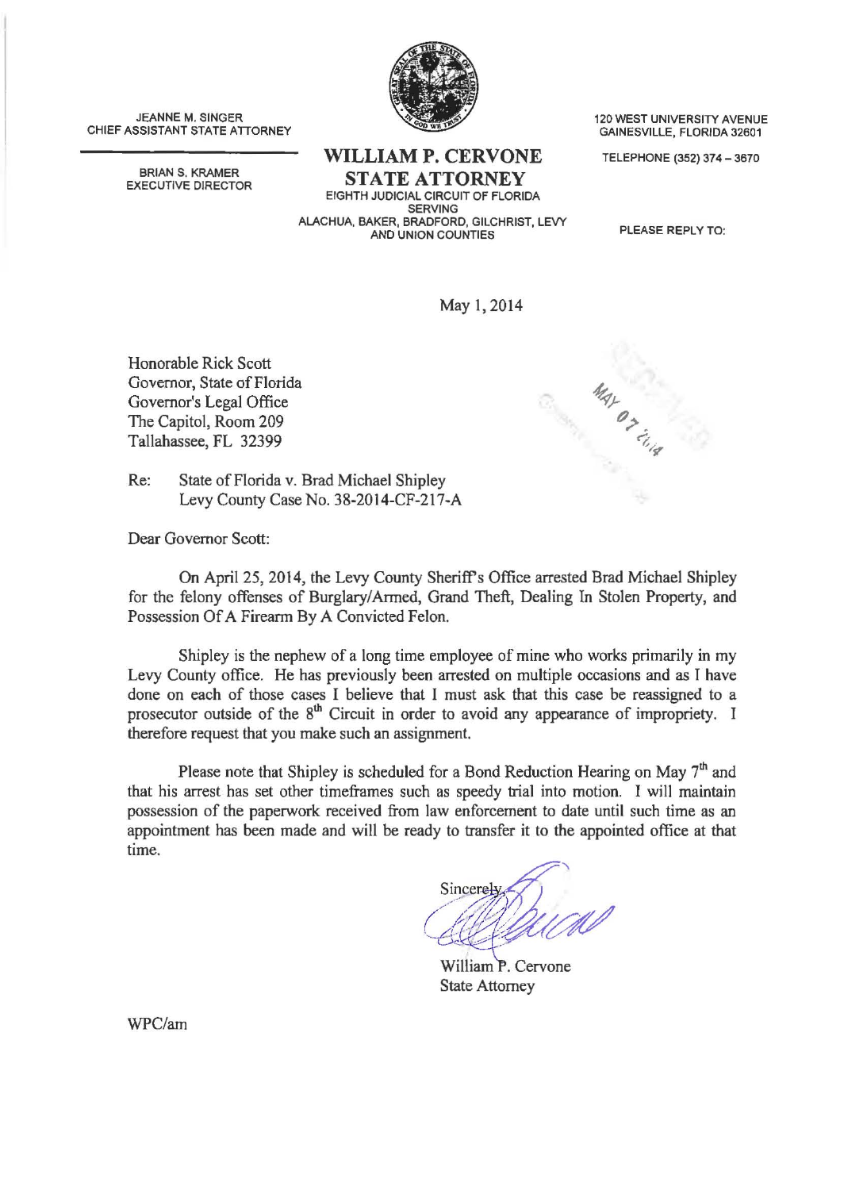JEANNE M. SINGER
CHIEF ASSISTANT STATE ATTORNEY

BRIAN S. KRAMER
EXECUTIVE DIRECTOR

**WILLIAM P. CERVONE**
**STATE ATTORNEY**
EIGHTH JUDICIAL CIRCUIT OF FLORIDA
SERVING
ALACHUA, BAKER, BRADFORD, GILCHRIST, LEVY
AND UNION COUNTIES

120 WEST UNIVERSITY AVENUE
GAINESVILLE, FLORIDA 32601

TELEPHONE (352) 374 – 3670

PLEASE REPLY TO:

May 1, 2014

Honorable Rick Scott
Governor, State of Florida
Governor's Legal Office
The Capitol, Room 209
Tallahassee, FL 32399

MAY 07 2014

Re: State of Florida v. Brad Michael Shipley
Levy County Case No. 38-2014-CF-217-A

Dear Governor Scott:

On April 25, 2014, the Levy County Sheriff's Office arrested Brad Michael Shipley for the felony offenses of Burglary/Armed, Grand Theft, Dealing In Stolen Property, and Possession Of A Firearm By A Convicted Felon.

Shipley is the nephew of a long time employee of mine who works primarily in my Levy County office. He has previously been arrested on multiple occasions and as I have done on each of those cases I believe that I must ask that this case be reassigned to a prosecutor outside of the 8th Circuit in order to avoid any appearance of impropriety. I therefore request that you make such an assignment.

Please note that Shipley is scheduled for a Bond Reduction Hearing on May 7th and that his arrest has set other timeframes such as speedy trial into motion. I will maintain possession of the paperwork received from law enforcement to date until such time as an appointment has been made and will be ready to transfer it to the appointed office at that time.

Sincerely,

William P. Cervone
State Attorney

WPC/am